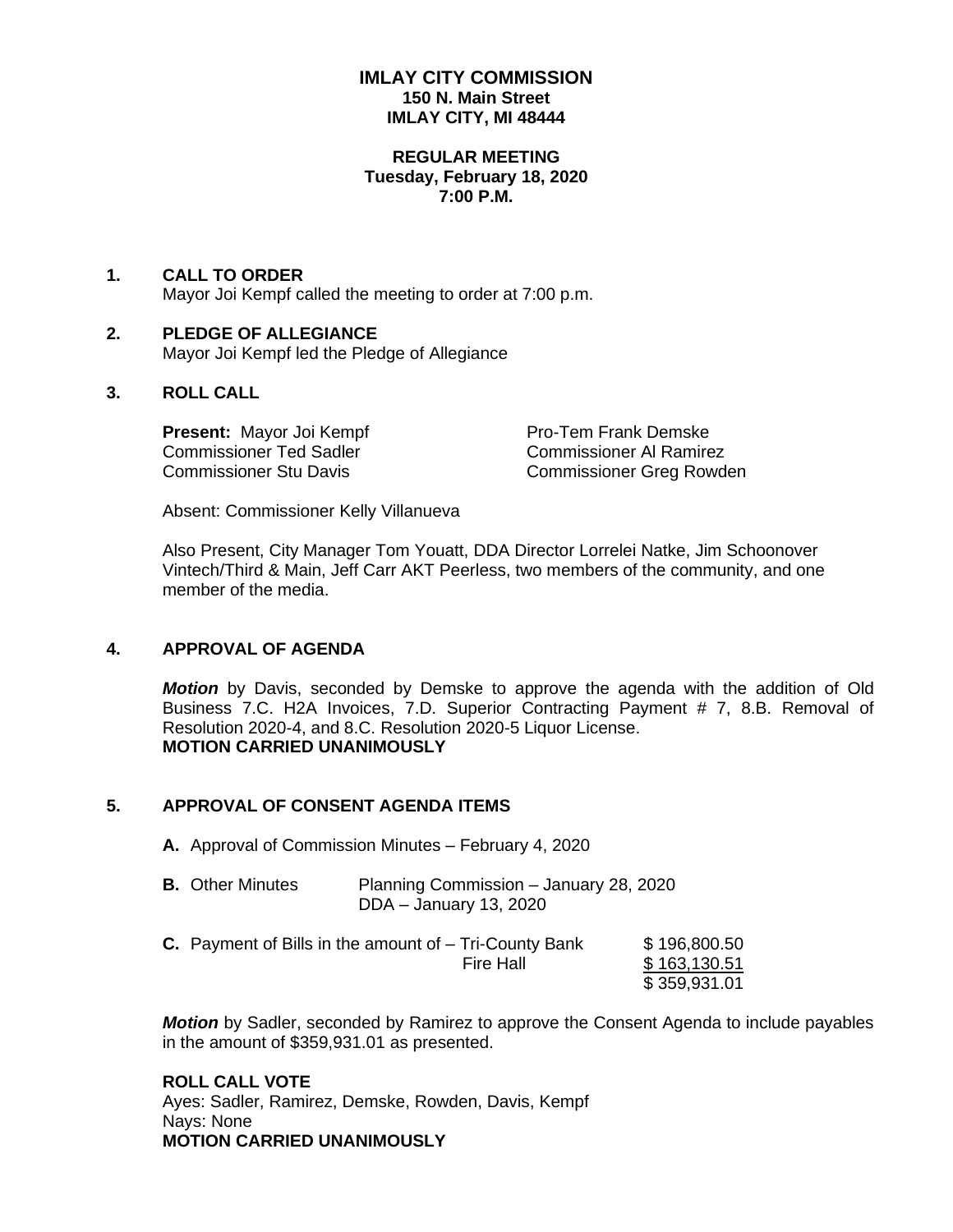# IMLAY CITY COMMISSION
**150 N. Main Street**
**IMLAY CITY, MI 48444**

**REGULAR MEETING**
**Tuesday, February 18, 2020**
**7:00 P.M.**

## 1. CALL TO ORDER

Mayor Joi Kempf called the meeting to order at 7:00 p.m.

## 2. PLEDGE OF ALLEGIANCE

Mayor Joi Kempf led the Pledge of Allegiance

## 3. ROLL CALL

**Present:** Mayor Joi Kempf
Pro-Tem Frank Demske
Commissioner Ted Sadler
Commissioner Al Ramirez
Commissioner Stu Davis
Commissioner Greg Rowden

Absent: Commissioner Kelly Villanueva

Also Present, City Manager Tom Youatt, DDA Director Lorrelei Natke, Jim Schoonover Vintech/Third & Main, Jeff Carr AKT Peerless, two members of the community, and one member of the media.

## 4. APPROVAL OF AGENDA

***Motion*** by Davis, seconded by Demske to approve the agenda with the addition of Old Business 7.C. H2A Invoices, 7.D. Superior Contracting Payment # 7, 8.B. Removal of Resolution 2020-4, and 8.C. Resolution 2020-5 Liquor License.
**MOTION CARRIED UNANIMOUSLY**

## 5. APPROVAL OF CONSENT AGENDA ITEMS

**A.** Approval of Commission Minutes – February 4, 2020

**B.** Other Minutes — Planning Commission – January 28, 2020; DDA – January 13, 2020

**C.** Payment of Bills in the amount of –

| | |
|---|---|
| Tri-County Bank | $ 196,800.50 |
| Fire Hall | $ 163,130.51 |
| | $ 359,931.01 |

***Motion*** by Sadler, seconded by Ramirez to approve the Consent Agenda to include payables in the amount of $359,931.01 as presented.

**ROLL CALL VOTE**
Ayes: Sadler, Ramirez, Demske, Rowden, Davis, Kempf
Nays: None
**MOTION CARRIED UNANIMOUSLY**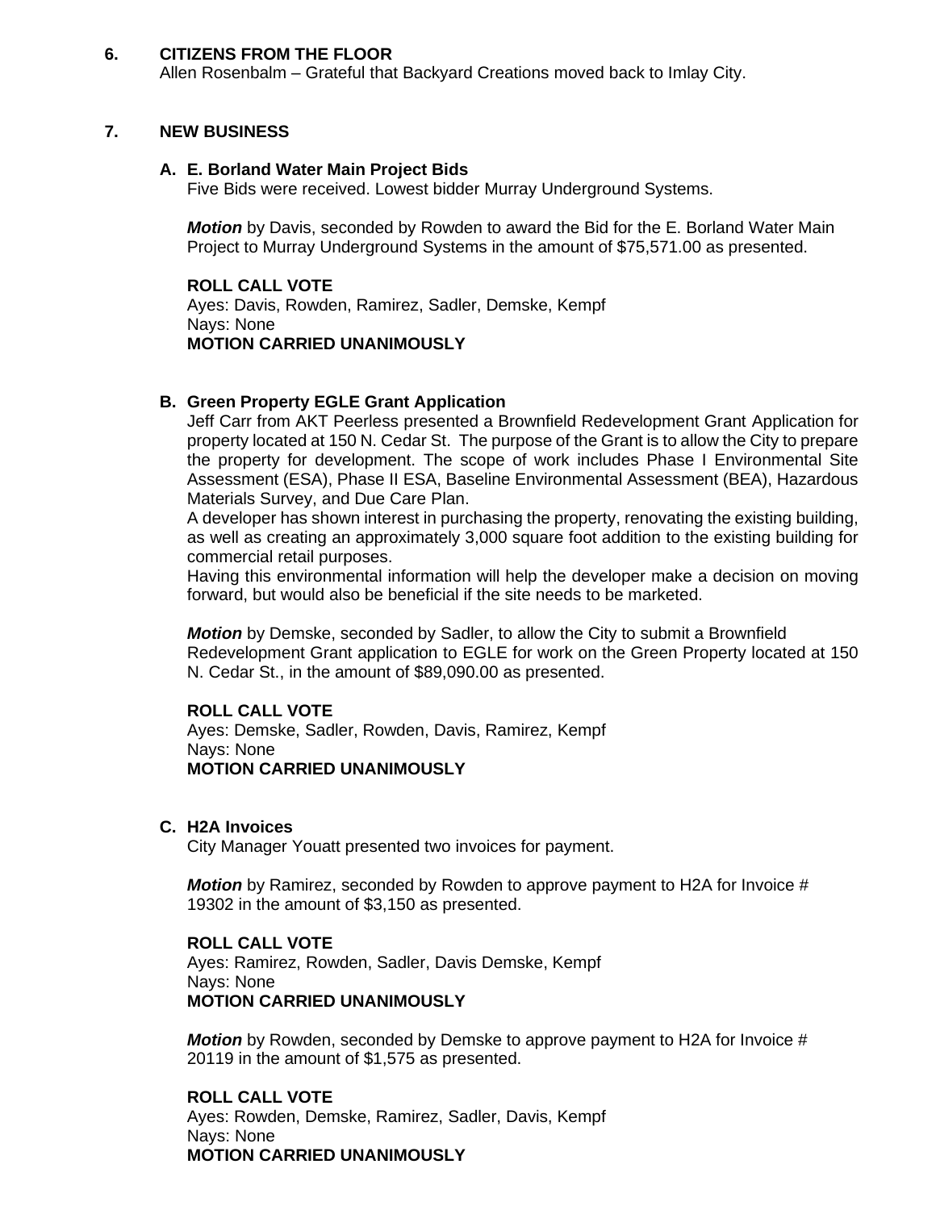## 6. CITIZENS FROM THE FLOOR

Allen Rosenbalm – Grateful that Backyard Creations moved back to Imlay City.

## 7. NEW BUSINESS

### A. E. Borland Water Main Project Bids

Five Bids were received. Lowest bidder Murray Underground Systems.

***Motion*** by Davis, seconded by Rowden to award the Bid for the E. Borland Water Main Project to Murray Underground Systems in the amount of $75,571.00 as presented.

**ROLL CALL VOTE**
Ayes: Davis, Rowden, Ramirez, Sadler, Demske, Kempf
Nays: None
**MOTION CARRIED UNANIMOUSLY**

### B. Green Property EGLE Grant Application

Jeff Carr from AKT Peerless presented a Brownfield Redevelopment Grant Application for property located at 150 N. Cedar St. The purpose of the Grant is to allow the City to prepare the property for development. The scope of work includes Phase I Environmental Site Assessment (ESA), Phase II ESA, Baseline Environmental Assessment (BEA), Hazardous Materials Survey, and Due Care Plan.
A developer has shown interest in purchasing the property, renovating the existing building, as well as creating an approximately 3,000 square foot addition to the existing building for commercial retail purposes.
Having this environmental information will help the developer make a decision on moving forward, but would also be beneficial if the site needs to be marketed.

***Motion*** by Demske, seconded by Sadler, to allow the City to submit a Brownfield Redevelopment Grant application to EGLE for work on the Green Property located at 150 N. Cedar St., in the amount of $89,090.00 as presented.

**ROLL CALL VOTE**
Ayes: Demske, Sadler, Rowden, Davis, Ramirez, Kempf
Nays: None
**MOTION CARRIED UNANIMOUSLY**

### C. H2A Invoices

City Manager Youatt presented two invoices for payment.

***Motion*** by Ramirez, seconded by Rowden to approve payment to H2A for Invoice # 19302 in the amount of $3,150 as presented.

**ROLL CALL VOTE**
Ayes: Ramirez, Rowden, Sadler, Davis Demske, Kempf
Nays: None
**MOTION CARRIED UNANIMOUSLY**

***Motion*** by Rowden, seconded by Demske to approve payment to H2A for Invoice # 20119 in the amount of $1,575 as presented.

**ROLL CALL VOTE**
Ayes: Rowden, Demske, Ramirez, Sadler, Davis, Kempf
Nays: None
**MOTION CARRIED UNANIMOUSLY**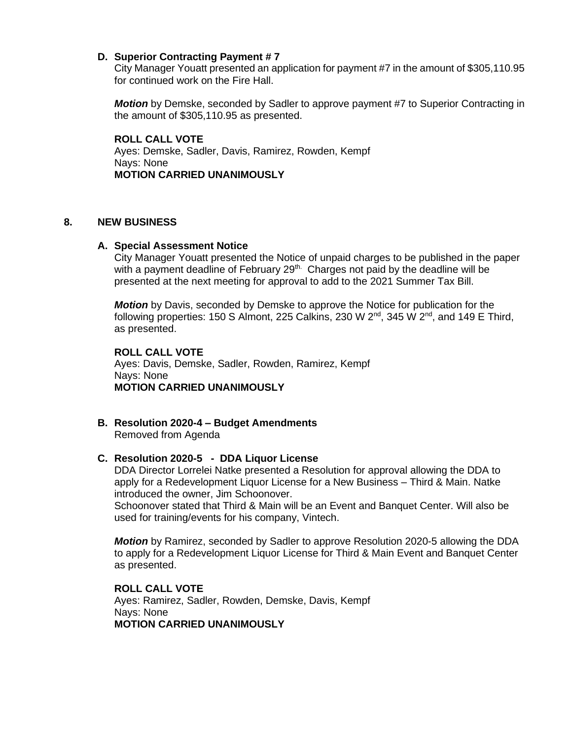**D. Superior Contracting Payment # 7**

City Manager Youatt presented an application for payment #7 in the amount of $305,110.95 for continued work on the Fire Hall.

***Motion*** by Demske, seconded by Sadler to approve payment #7 to Superior Contracting in the amount of $305,110.95 as presented.

**ROLL CALL VOTE**
Ayes: Demske, Sadler, Davis, Ramirez, Rowden, Kempf
Nays: None
**MOTION CARRIED UNANIMOUSLY**

## 8. NEW BUSINESS

**A. Special Assessment Notice**

City Manager Youatt presented the Notice of unpaid charges to be published in the paper with a payment deadline of February 29th. Charges not paid by the deadline will be presented at the next meeting for approval to add to the 2021 Summer Tax Bill.

***Motion*** by Davis, seconded by Demske to approve the Notice for publication for the following properties: 150 S Almont, 225 Calkins, 230 W 2nd, 345 W 2nd, and 149 E Third, as presented.

**ROLL CALL VOTE**
Ayes: Davis, Demske, Sadler, Rowden, Ramirez, Kempf
Nays: None
**MOTION CARRIED UNANIMOUSLY**

**B. Resolution 2020-4 – Budget Amendments**
Removed from Agenda

**C. Resolution 2020-5 - DDA Liquor License**

DDA Director Lorrelei Natke presented a Resolution for approval allowing the DDA to apply for a Redevelopment Liquor License for a New Business – Third & Main. Natke introduced the owner, Jim Schoonover.
Schoonover stated that Third & Main will be an Event and Banquet Center. Will also be used for training/events for his company, Vintech.

***Motion*** by Ramirez, seconded by Sadler to approve Resolution 2020-5 allowing the DDA to apply for a Redevelopment Liquor License for Third & Main Event and Banquet Center as presented.

**ROLL CALL VOTE**
Ayes: Ramirez, Sadler, Rowden, Demske, Davis, Kempf
Nays: None
**MOTION CARRIED UNANIMOUSLY**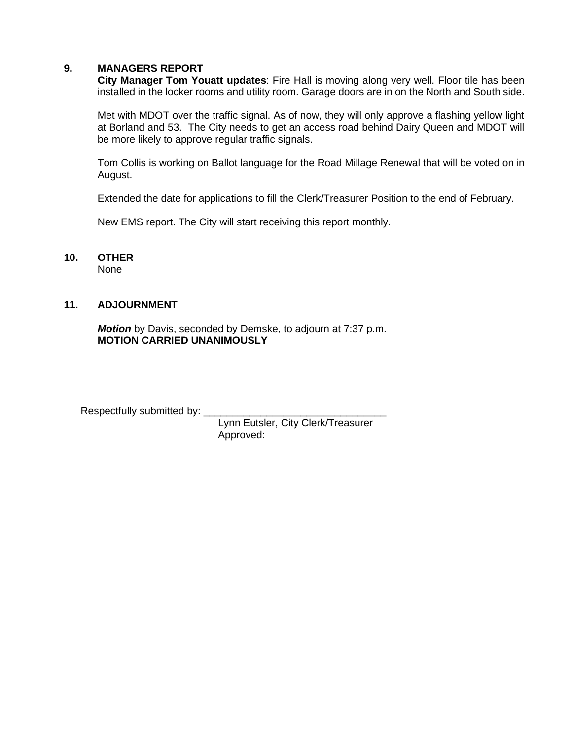## 9. MANAGERS REPORT

**City Manager Tom Youatt updates**: Fire Hall is moving along very well. Floor tile has been installed in the locker rooms and utility room. Garage doors are in on the North and South side.

Met with MDOT over the traffic signal. As of now, they will only approve a flashing yellow light at Borland and 53. The City needs to get an access road behind Dairy Queen and MDOT will be more likely to approve regular traffic signals.

Tom Collis is working on Ballot language for the Road Millage Renewal that will be voted on in August.

Extended the date for applications to fill the Clerk/Treasurer Position to the end of February.

New EMS report. The City will start receiving this report monthly.

## 10. OTHER

None

## 11. ADJOURNMENT

***Motion*** by Davis, seconded by Demske, to adjourn at 7:37 p.m.
**MOTION CARRIED UNANIMOUSLY**

Respectfully submitted by: ________________________________
Lynn Eutsler, City Clerk/Treasurer
Approved: